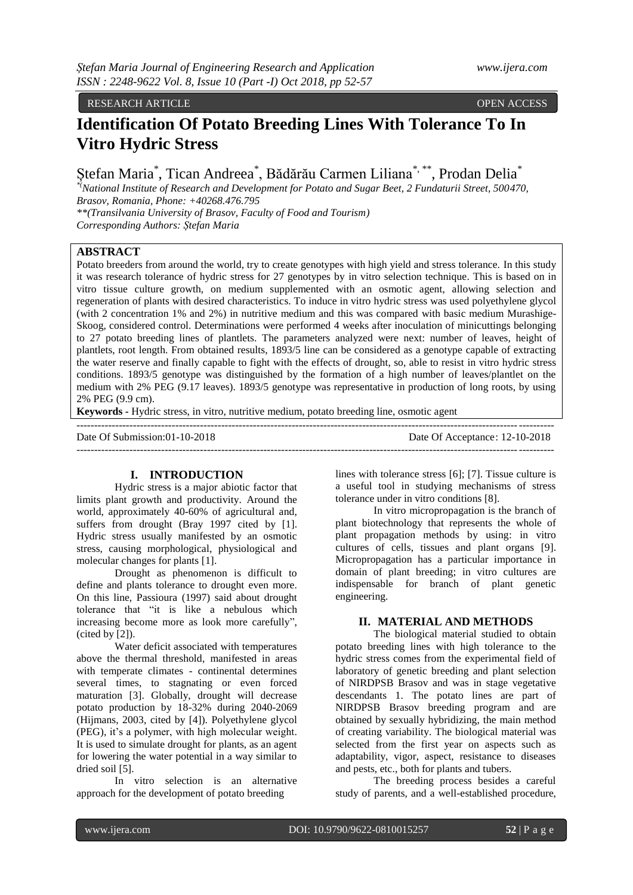RESEARCH ARTICLE OPEN ACCESS

# Identification Of Potato Breeding Lines With Tolerance To In Vitro Hydric Stress

Ştefan Maria[*], Tican Andreea[*], Bădărău Carmen Liliana[*, **], Prodan Delia[*]

[*](National Institute of Research and Development for Potato and Sugar Beet, 2 Fundaturii Street, 500470, Brasov, Romania, Phone: +40268.476.795

[**](Transilvania University of Brasov, Faculty of Food and Tourism)

Corresponding Authors: Ştefan Maria

## ABSTRACT

Potato breeders from around the world, try to create genotypes with high yield and stress tolerance. In this study it was research tolerance of hydric stress for 27 genotypes by in vitro selection technique. This is based on in vitro tissue culture growth, on medium supplemented with an osmotic agent, allowing selection and regeneration of plants with desired characteristics. To induce in vitro hydric stress was used polyethylene glycol (with 2 concentration 1% and 2%) in nutritive medium and this was compared with basic medium Murashige-Skoog, considered control. Determinations were performed 4 weeks after inoculation of minicuttings belonging to 27 potato breeding lines of plantlets. The parameters analyzed were next: number of leaves, height of plantlets, root length. From obtained results, 1893/5 line can be considered as a genotype capable of extracting the water reserve and finally capable to fight with the effects of drought, so, able to resist in vitro hydric stress conditions. 1893/5 genotype was distinguished by the formation of a high number of leaves/plantlet on the medium with 2% PEG (9.17 leaves). 1893/5 genotype was representative in production of long roots, by using 2% PEG (9.9 cm).

**Keywords -** Hydric stress, in vitro, nutritive medium, potato breeding line, osmotic agent

---

Date Of Submission:01-10-2018 Date Of Acceptance: 12-10-2018

---

## I. INTRODUCTION

Hydric stress is a major abiotic factor that limits plant growth and productivity. Around the world, approximately 40-60% of agricultural and, suffers from drought (Bray 1997 cited by [1]. Hydric stress usually manifested by an osmotic stress, causing morphological, physiological and molecular changes for plants [1].

Drought as phenomenon is difficult to define and plants tolerance to drought even more. On this line, Passioura (1997) said about drought tolerance that "it is like a nebulous which increasing become more as look more carefully", (cited by [2]).

Water deficit associated with temperatures above the thermal threshold, manifested in areas with temperate climates - continental determines several times, to stagnating or even forced maturation [3]. Globally, drought will decrease potato production by 18-32% during 2040-2069 (Hijmans, 2003, cited by [4]). Polyethylene glycol (PEG), it's a polymer, with high molecular weight. It is used to simulate drought for plants, as an agent for lowering the water potential in a way similar to dried soil [5].

In vitro selection is an alternative approach for the development of potato breeding lines with tolerance stress [6]; [7]. Tissue culture is a useful tool in studying mechanisms of stress tolerance under in vitro conditions [8].

In vitro micropropagation is the branch of plant biotechnology that represents the whole of plant propagation methods by using: in vitro cultures of cells, tissues and plant organs [9]. Micropropagation has a particular importance in domain of plant breeding; in vitro cultures are indispensable for branch of plant genetic engineering.

## II. MATERIAL AND METHODS

The biological material studied to obtain potato breeding lines with high tolerance to the hydric stress comes from the experimental field of laboratory of genetic breeding and plant selection of NIRDPSB Brasov and was in stage vegetative descendants 1. The potato lines are part of NIRDPSB Brasov breeding program and are obtained by sexually hybridizing, the main method of creating variability. The biological material was selected from the first year on aspects such as adaptability, vigor, aspect, resistance to diseases and pests, etc., both for plants and tubers.

The breeding process besides a careful study of parents, and a well-established procedure,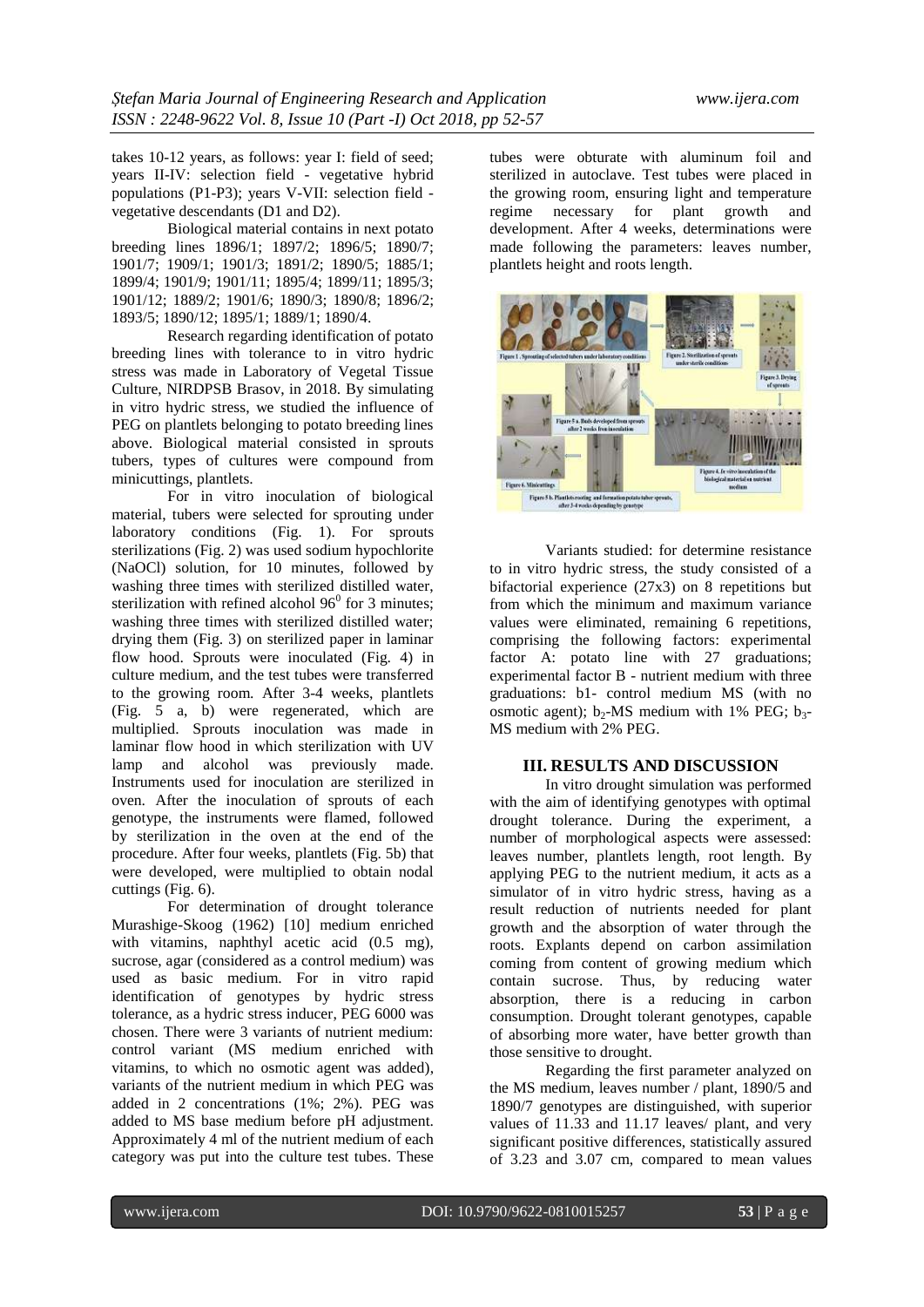takes 10-12 years, as follows: year I: field of seed; years II-IV: selection field - vegetative hybrid populations (P1-P3); years V-VII: selection field - vegetative descendants (D1 and D2).

Biological material contains in next potato breeding lines 1896/1; 1897/2; 1896/5; 1890/7; 1901/7; 1909/1; 1901/3; 1891/2; 1890/5; 1885/1; 1899/4; 1901/9; 1901/11; 1895/4; 1899/11; 1895/3; 1901/12; 1889/2; 1901/6; 1890/3; 1890/8; 1896/2; 1893/5; 1890/12; 1895/1; 1889/1; 1890/4.

Research regarding identification of potato breeding lines with tolerance to in vitro hydric stress was made in Laboratory of Vegetal Tissue Culture, NIRDPSB Brasov, in 2018. By simulating in vitro hydric stress, we studied the influence of PEG on plantlets belonging to potato breeding lines above. Biological material consisted in sprouts tubers, types of cultures were compound from minicuttings, plantlets.

For in vitro inoculation of biological material, tubers were selected for sprouting under laboratory conditions (Fig. 1). For sprouts sterilizations (Fig. 2) was used sodium hypochlorite (NaOCl) solution, for 10 minutes, followed by washing three times with sterilized distilled water, sterilization with refined alcohol $96^0$ for 3 minutes; washing three times with sterilized distilled water; drying them (Fig. 3) on sterilized paper in laminar flow hood. Sprouts were inoculated (Fig. 4) in culture medium, and the test tubes were transferred to the growing room. After 3-4 weeks, plantlets (Fig. 5 a, b) were regenerated, which are multiplied. Sprouts inoculation was made in laminar flow hood in which sterilization with UV lamp and alcohol was previously made. Instruments used for inoculation are sterilized in oven. After the inoculation of sprouts of each genotype, the instruments were flamed, followed by sterilization in the oven at the end of the procedure. After four weeks, plantlets (Fig. 5b) that were developed, were multiplied to obtain nodal cuttings (Fig. 6).

For determination of drought tolerance Murashige-Skoog (1962) [10] medium enriched with vitamins, naphthyl acetic acid (0.5 mg), sucrose, agar (considered as a control medium) was used as basic medium. For in vitro rapid identification of genotypes by hydric stress tolerance, as a hydric stress inducer, PEG 6000 was chosen. There were 3 variants of nutrient medium: control variant (MS medium enriched with vitamins, to which no osmotic agent was added), variants of the nutrient medium in which PEG was added in 2 concentrations (1%; 2%). PEG was added to MS base medium before pH adjustment. Approximately 4 ml of the nutrient medium of each category was put into the culture test tubes. These tubes were obturate with aluminum foil and sterilized in autoclave. Test tubes were placed in the growing room, ensuring light and temperature regime necessary for plant growth and development. After 4 weeks, determinations were made following the parameters: leaves number, plantlets height and roots length.

Figure 1. Sprouting of selected tubers under laboratory conditions; Figure 2. Sterilization of sprouts under sterile conditions; Figure 3. Drying of sprouts; Figure 4. In vitro inoculation of the biological material on nutrient medium; Figure 5 a. Buds developed from sprouts after 2 weeks from inoculation; Figure 5 b. Plantlets rooting and formation potato tuber sprouts, after 3-4 weeks depending by genotype; Figure 6. Minicuttings

Variants studied: for determine resistance to in vitro hydric stress, the study consisted of a bifactorial experience (27x3) on 8 repetitions but from which the minimum and maximum variance values were eliminated, remaining 6 repetitions, comprising the following factors: experimental factor A: potato line with 27 graduations; experimental factor B - nutrient medium with three graduations: b1- control medium MS (with no osmotic agent); $b_2$-MS medium with 1% PEG; $b_3$-MS medium with 2% PEG.

## III. RESULTS AND DISCUSSION

In vitro drought simulation was performed with the aim of identifying genotypes with optimal drought tolerance. During the experiment, a number of morphological aspects were assessed: leaves number, plantlets length, root length. By applying PEG to the nutrient medium, it acts as a simulator of in vitro hydric stress, having as a result reduction of nutrients needed for plant growth and the absorption of water through the roots. Explants depend on carbon assimilation coming from content of growing medium which contain sucrose. Thus, by reducing water absorption, there is a reducing in carbon consumption. Drought tolerant genotypes, capable of absorbing more water, have better growth than those sensitive to drought.

Regarding the first parameter analyzed on the MS medium, leaves number / plant, 1890/5 and 1890/7 genotypes are distinguished, with superior values of 11.33 and 11.17 leaves/ plant, and very significant positive differences, statistically assured of 3.23 and 3.07 cm, compared to mean values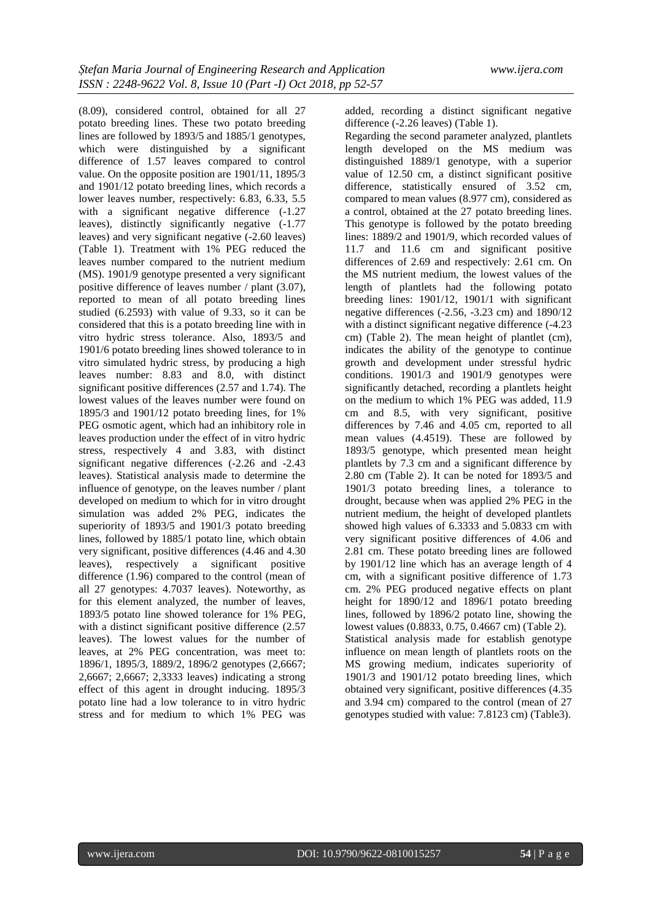(8.09), considered control, obtained for all 27 potato breeding lines. These two potato breeding lines are followed by 1893/5 and 1885/1 genotypes, which were distinguished by a significant difference of 1.57 leaves compared to control value. On the opposite position are 1901/11, 1895/3 and 1901/12 potato breeding lines, which records a lower leaves number, respectively: 6.83, 6.33, 5.5 with a significant negative difference (-1.27 leaves), distinctly significantly negative (-1.77 leaves) and very significant negative (-2.60 leaves) (Table 1). Treatment with 1% PEG reduced the leaves number compared to the nutrient medium (MS). 1901/9 genotype presented a very significant positive difference of leaves number / plant (3.07), reported to mean of all potato breeding lines studied (6.2593) with value of 9.33, so it can be considered that this is a potato breeding line with in vitro hydric stress tolerance. Also, 1893/5 and 1901/6 potato breeding lines showed tolerance to in vitro simulated hydric stress, by producing a high leaves number: 8.83 and 8.0, with distinct significant positive differences (2.57 and 1.74). The lowest values of the leaves number were found on 1895/3 and 1901/12 potato breeding lines, for 1% PEG osmotic agent, which had an inhibitory role in leaves production under the effect of in vitro hydric stress, respectively 4 and 3.83, with distinct significant negative differences (-2.26 and -2.43 leaves). Statistical analysis made to determine the influence of genotype, on the leaves number / plant developed on medium to which for in vitro drought simulation was added 2% PEG, indicates the superiority of 1893/5 and 1901/3 potato breeding lines, followed by 1885/1 potato line, which obtain very significant, positive differences (4.46 and 4.30 leaves), respectively a significant positive difference (1.96) compared to the control (mean of all 27 genotypes: 4.7037 leaves). Noteworthy, as for this element analyzed, the number of leaves, 1893/5 potato line showed tolerance for 1% PEG, with a distinct significant positive difference (2.57 leaves). The lowest values for the number of leaves, at 2% PEG concentration, was meet to: 1896/1, 1895/3, 1889/2, 1896/2 genotypes (2,6667; 2,6667; 2,6667; 2,3333 leaves) indicating a strong effect of this agent in drought inducing. 1895/3 potato line had a low tolerance to in vitro hydric stress and for medium to which 1% PEG was added, recording a distinct significant negative difference (-2.26 leaves) (Table 1).

Regarding the second parameter analyzed, plantlets length developed on the MS medium was distinguished 1889/1 genotype, with a superior value of 12.50 cm, a distinct significant positive difference, statistically ensured of 3.52 cm, compared to mean values (8.977 cm), considered as a control, obtained at the 27 potato breeding lines. This genotype is followed by the potato breeding lines: 1889/2 and 1901/9, which recorded values of 11.7 and 11.6 cm and significant positive differences of 2.69 and respectively: 2.61 cm. On the MS nutrient medium, the lowest values of the length of plantlets had the following potato breeding lines: 1901/12, 1901/1 with significant negative differences (-2.56, -3.23 cm) and 1890/12 with a distinct significant negative difference (-4.23 cm) (Table 2). The mean height of plantlet (cm), indicates the ability of the genotype to continue growth and development under stressful hydric conditions. 1901/3 and 1901/9 genotypes were significantly detached, recording a plantlets height on the medium to which 1% PEG was added, 11.9 cm and 8.5, with very significant, positive differences by 7.46 and 4.05 cm, reported to all mean values (4.4519). These are followed by 1893/5 genotype, which presented mean height plantlets by 7.3 cm and a significant difference by 2.80 cm (Table 2). It can be noted for 1893/5 and 1901/3 potato breeding lines, a tolerance to drought, because when was applied 2% PEG in the nutrient medium, the height of developed plantlets showed high values of 6.3333 and 5.0833 cm with very significant positive differences of 4.06 and 2.81 cm. These potato breeding lines are followed by 1901/12 line which has an average length of 4 cm, with a significant positive difference of 1.73 cm. 2% PEG produced negative effects on plant height for 1890/12 and 1896/1 potato breeding lines, followed by 1896/2 potato line, showing the lowest values (0.8833, 0.75, 0.4667 cm) (Table 2).

Statistical analysis made for establish genotype influence on mean length of plantlets roots on the MS growing medium, indicates superiority of 1901/3 and 1901/12 potato breeding lines, which obtained very significant, positive differences (4.35 and 3.94 cm) compared to the control (mean of 27 genotypes studied with value: 7.8123 cm) (Table3).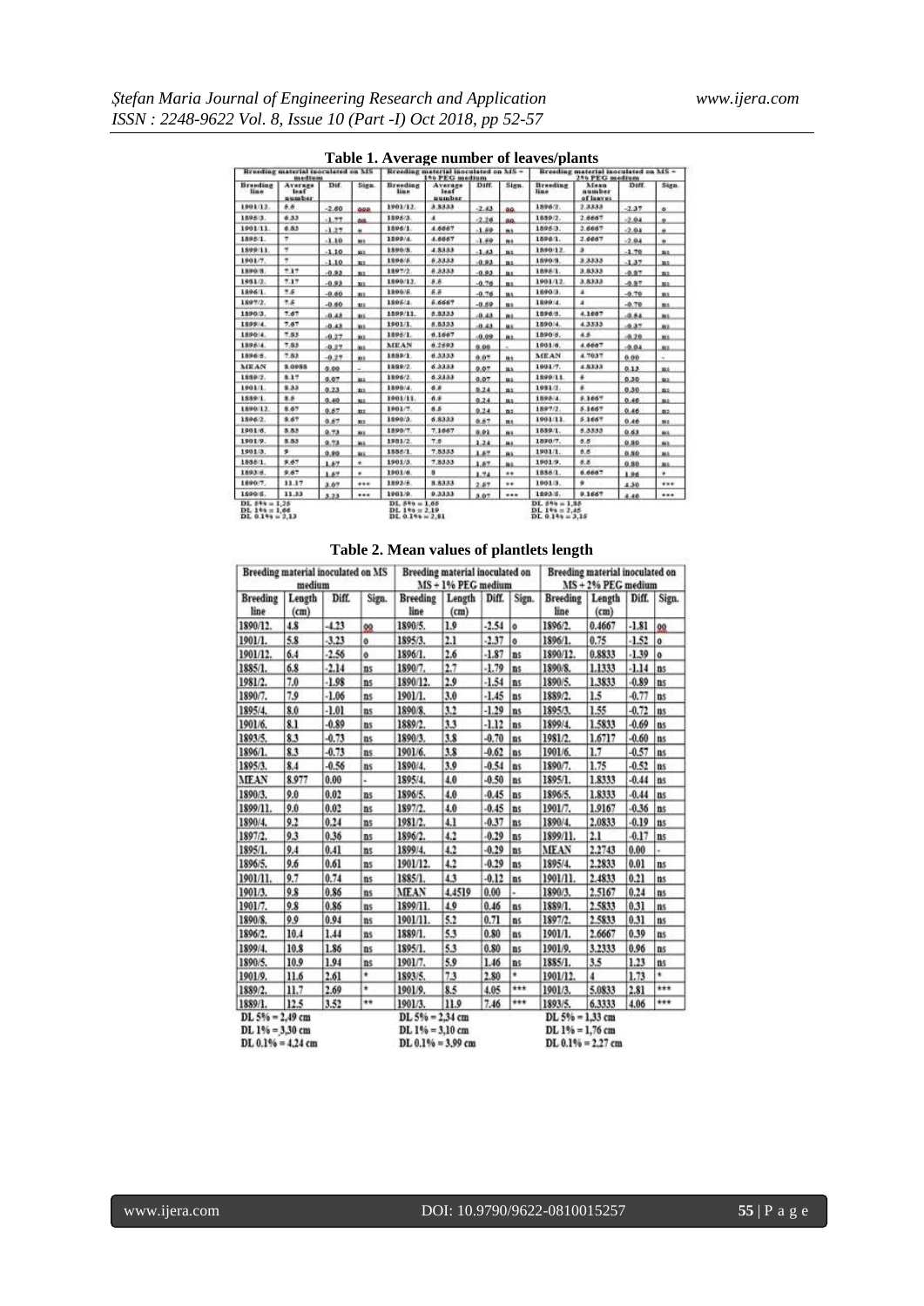**Table 1. Average number of leaves/plants**

| Breeding material inoculated on MS medium | | | | Breeding material inoculated on MS + 1% PEG medium | | | | Breeding material inoculated on MS + 2% PEG medium | | | |
|---|---|---|---|---|---|---|---|---|---|---|---|
| Breeding line | Average leaf number | Dif. | Sign. | Breeding line | Average leaf number | Diff. | Sign. | Breeding line | Mean number of leaves | Diff. | Sign. |
| 1901/12. | 5.5 | -2.60 | 00 | 1901/12. | 3.3333 | -2.43 | 00 | 1896/2. | 2.3333 | -2.37 | o |
| 1895/3. | 6.33 | -1.77 | 00 | 1895/3. | 4 | -2.26 | 00 | 1889/2. | 2.6667 | -2.04 | o |
| 1901/11. | 6.83 | -1.27 | n | 1896/1. | 4.6667 | -1.60 | ns | 1895/3. | 2.6667 | -2.04 | o |
| 1885/1. | 7 | -1.10 | ns | 1899/4. | 4.6667 | -1.60 | ns | 1896/1. | 2.6667 | -2.04 | o |
| 1899/11. | 7 | -1.10 | ns | 1890/8. | 4.8333 | -1.43 | ns | 1890/12. | 3 | -1.70 | ns |
| 1901/7. | 7 | -1.10 | ns | 1896/5. | 5.3333 | -0.93 | ns | 1890/8. | 3.3333 | -1.37 | ns |
| 1890/8. | 7.17 | -0.93 | ns | 1897/2. | 5.3333 | -0.93 | ns | 1885/1. | 3.8333 | -0.87 | ns |
| 1981/2. | 7.17 | -0.93 | ns | 1890/12. | 5.5 | -0.76 | ns | 1901/12. | 3.8333 | -0.87 | ns |
| 1896/1. | 7.5 | -0.60 | ns | 1896/5. | 5.5 | -0.76 | ns | 1890/3. | 4 | -0.70 | ns |
| 1897/2. | 7.5 | -0.60 | ns | 1895/4. | 5.6667 | -0.59 | ns | 1899/4. | 4 | -0.70 | ns |
| 1890/3. | 7.67 | -0.43 | ns | 1899/11. | 5.8333 | -0.43 | ns | 1896/5. | 4.1667 | -0.54 | ns |
| 1899/4. | 7.67 | -0.43 | ns | 1901/1. | 5.8333 | -0.43 | ns | 1890/4. | 4.3333 | -0.37 | ns |
| 1890/4. | 7.83 | -0.27 | ns | 1895/1. | 6.1667 | -0.09 | ns | 1890/5. | 4.5 | -0.20 | ns |
| 1896/4. | 7.83 | -0.27 | ns | MEAN | 6.2593 | 0.00 | - | 1901/6. | 4.6667 | -0.04 | ns |
| 1896/5. | 7.83 | -0.27 | ns | 1889/1. | 6.3333 | 0.07 | ns | MEAN | 4.7037 | 0.00 | - |
| MEAN | 8.0988 | 0.00 | - | 1889/2. | 6.3333 | 0.07 | ns | 1901/7. | 4.8333 | 0.13 | ns |
| 1889/2. | 8.17 | 0.07 | ns | 1896/2. | 6.3333 | 0.07 | ns | 1899/11. | 5 | 0.30 | ns |
| 1901/1. | 8.33 | 0.23 | ns | 1890/4. | 6.5 | 0.24 | ns | 1981/2. | 5 | 0.30 | ns |
| 1889/1. | 8.5 | 0.40 | ns | 1901/11. | 6.5 | 0.24 | ns | 1895/4. | 5.1667 | 0.46 | ns |
| 1890/12. | 8.67 | 0.57 | ns | 1901/7. | 6.5 | 0.24 | ns | 1897/2. | 5.1667 | 0.46 | ns |
| 1896/2. | 8.67 | 0.57 | ns | 1890/3. | 6.8333 | 0.57 | ns | 1901/11. | 5.1667 | 0.46 | ns |
| 1901/6. | 8.83 | 0.73 | ns | 1890/7. | 7.1667 | 0.91 | ns | 1889/1. | 5.3333 | 0.63 | ns |
| 1901/9. | 8.83 | 0.73 | ns | 1981/2. | 7.5 | 1.24 | ns | 1890/7. | 5.5 | 0.80 | ns |
| 1901/3. | 9 | 0.90 | ns | 1885/1. | 7.8333 | 1.57 | ns | 1901/1. | 5.5 | 0.80 | ns |
| 1885/1. | 9.67 | 1.57 | * | 1901/3. | 7.8333 | 1.57 | ns | 1901/9. | 5.5 | 0.80 | ns |
| 1893/5. | 9.67 | 1.57 | * | 1901/6. | 8 | 1.74 | ** | 1885/1. | 6.6667 | 1.96 | * |
| 1890/7. | 11.17 | 3.07 | *** | 1893/5. | 8.8333 | 2.57 | ** | 1901/3. | 9 | 4.30 | *** |
| 1890/5. | 11.33 | 3.23 | *** | 1901/9. | 9.3333 | 3.07 | *** | 1893/5. | 9.1667 | 4.46 | *** |

DL 5% = 1,25
DL 1% = 1,66
DL 0.1% = 2,13

DL 5% = 1,65
DL 1% = 2,19
DL 0.1% = 2,81

DL 5% = 1,85
DL 1% = 2,45
DL 0.1% = 3,15

**Table 2. Mean values of plantlets length**

| Breeding material inoculated on MS medium | | | | Breeding material inoculated on MS + 1% PEG medium | | | | Breeding material inoculated on MS + 2% PEG medium | | | |
|---|---|---|---|---|---|---|---|---|---|---|---|
| Breeding line | Length (cm) | Diff. | Sign. | Breeding line | Length (cm) | Diff. | Sign. | Breeding line | Length (cm) | Diff. | Sign. |
| 1890/12. | 4.8 | -4.23 | 00 | 1890/5. | 1.9 | -2.54 | o | 1896/2. | 0.4667 | -1.81 | 00 |
| 1901/1. | 5.8 | -3.23 | o | 1895/3. | 2.1 | -2.37 | o | 1896/1. | 0.75 | -1.52 | o |
| 1901/12. | 6.4 | -2.56 | o | 1896/1. | 2.6 | -1.87 | ns | 1890/12. | 0.8833 | -1.39 | o |
| 1885/1. | 6.8 | -2.14 | ns | 1890/7. | 2.7 | -1.79 | ns | 1890/8. | 1.1333 | -1.14 | ns |
| 1981/2. | 7.0 | -1.98 | ns | 1890/12. | 2.9 | -1.54 | ns | 1890/5. | 1.3833 | -0.89 | ns |
| 1890/7. | 7.9 | -1.06 | ns | 1901/1. | 3.0 | -1.45 | ns | 1889/2. | 1.5 | -0.77 | ns |
| 1895/4. | 8.0 | -1.01 | ns | 1890/8. | 3.2 | -1.29 | ns | 1895/3. | 1.55 | -0.72 | ns |
| 1901/6. | 8.1 | -0.89 | ns | 1889/2. | 3.3 | -1.12 | ns | 1899/4. | 1.5833 | -0.69 | ns |
| 1893/5. | 8.3 | -0.73 | ns | 1890/3. | 3.8 | -0.70 | ns | 1981/2. | 1.6717 | -0.60 | ns |
| 1896/1. | 8.3 | -0.73 | ns | 1901/6. | 3.8 | -0.62 | ns | 1901/6. | 1.7 | -0.57 | ns |
| 1895/3. | 8.4 | -0.56 | ns | 1890/4. | 3.9 | -0.54 | ns | 1890/7. | 1.75 | -0.52 | ns |
| MEAN | 8.977 | 0.00 | - | 1895/4. | 4.0 | -0.50 | ns | 1895/1. | 1.8333 | -0.44 | ns |
| 1890/3. | 9.0 | 0.02 | ns | 1896/5. | 4.0 | -0.45 | ns | 1896/5. | 1.8333 | -0.44 | ns |
| 1899/11. | 9.0 | 0.02 | ns | 1897/2. | 4.0 | -0.45 | ns | 1901/7. | 1.9167 | -0.36 | ns |
| 1890/4. | 9.2 | 0.24 | ns | 1981/2. | 4.1 | -0.37 | ns | 1890/4. | 2.0833 | -0.19 | ns |
| 1897/2. | 9.3 | 0.36 | ns | 1896/2. | 4.2 | -0.29 | ns | 1899/11. | 2.1 | -0.17 | ns |
| 1895/1. | 9.4 | 0.41 | ns | 1899/4. | 4.2 | -0.29 | ns | MEAN | 2.2743 | 0.00 | - |
| 1896/5. | 9.6 | 0.61 | ns | 1901/12. | 4.2 | -0.29 | ns | 1895/4. | 2.2833 | 0.01 | ns |
| 1901/11. | 9.7 | 0.74 | ns | 1885/1. | 4.3 | -0.12 | ns | 1901/11. | 2.4833 | 0.21 | ns |
| 1901/3. | 9.8 | 0.86 | ns | MEAN | 4.4519 | 0.00 | - | 1890/3. | 2.5167 | 0.24 | ns |
| 1901/7. | 9.8 | 0.86 | ns | 1899/11. | 4.9 | 0.46 | ns | 1889/1. | 2.5833 | 0.31 | ns |
| 1890/8. | 9.9 | 0.94 | ns | 1901/11. | 5.2 | 0.71 | ns | 1897/2. | 2.5833 | 0.31 | ns |
| 1896/2. | 10.4 | 1.44 | ns | 1889/1. | 5.3 | 0.80 | ns | 1901/1. | 2.6667 | 0.39 | ns |
| 1899/4. | 10.8 | 1.86 | ns | 1895/1. | 5.3 | 0.80 | ns | 1901/9. | 3.2333 | 0.96 | ns |
| 1890/5. | 10.9 | 1.94 | ns | 1901/7. | 5.9 | 1.46 | ns | 1885/1. | 3.5 | 1.23 | ns |
| 1901/9. | 11.6 | 2.61 | * | 1893/5. | 7.3 | 2.80 | * | 1901/12. | 4 | 1.73 | * |
| 1889/2. | 11.7 | 2.69 | * | 1901/9. | 8.5 | 4.05 | *** | 1901/3. | 5.0833 | 2.81 | *** |
| 1889/1. | 12.5 | 3.52 | ** | 1901/3. | 11.9 | 7.46 | *** | 1893/5. | 6.3333 | 4.06 | *** |

DL 5% = 2,49 cm
DL 1% = 3,30 cm
DL 0.1% = 4,24 cm

DL 5% = 2,34 cm
DL 1% = 3,10 cm
DL 0.1% = 3,99 cm

DL 5% = 1,33 cm
DL 1% = 1,76 cm
DL 0.1% = 2,27 cm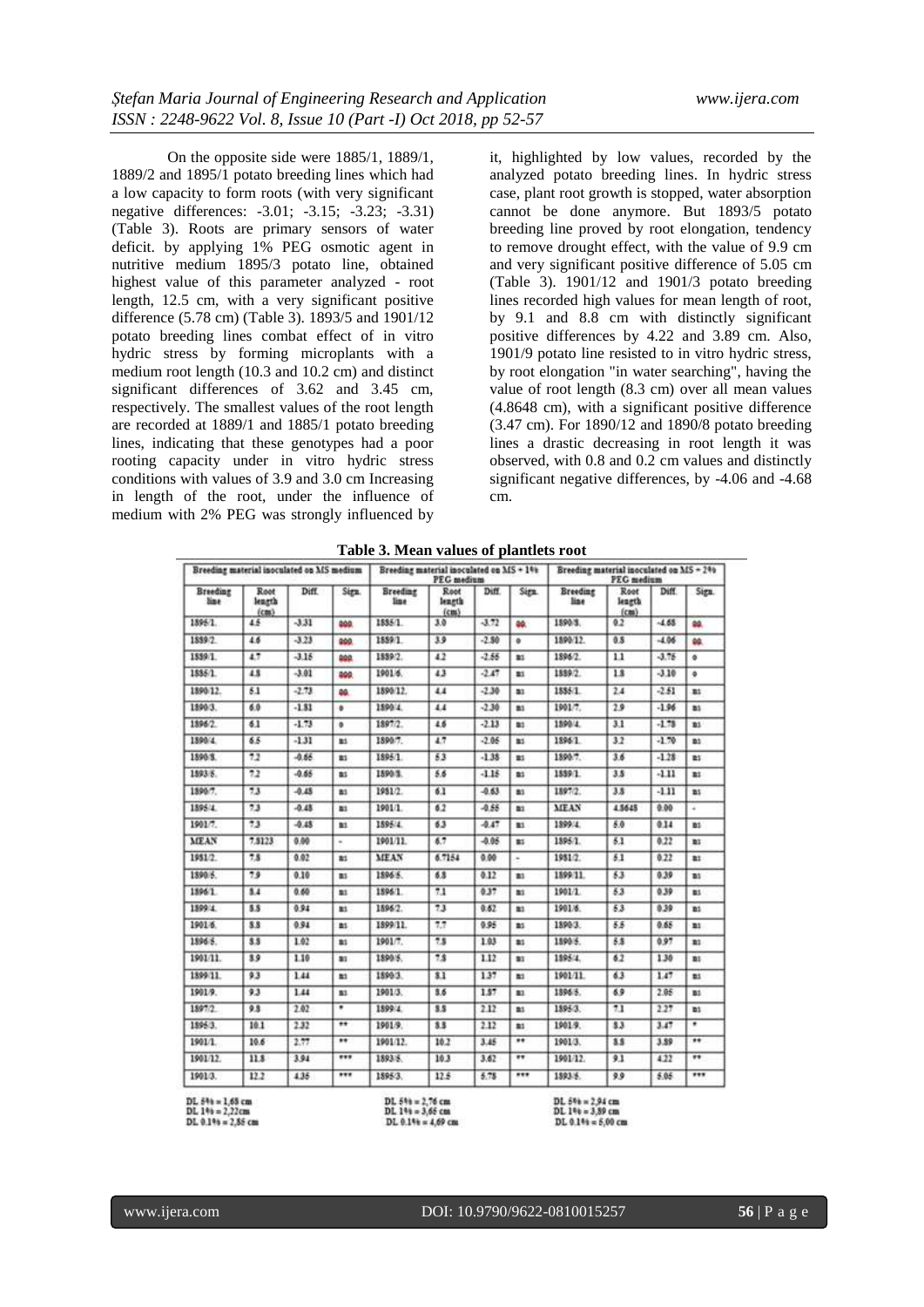On the opposite side were 1885/1, 1889/1, 1889/2 and 1895/1 potato breeding lines which had a low capacity to form roots (with very significant negative differences: -3.01; -3.15; -3.23; -3.31) (Table 3). Roots are primary sensors of water deficit. by applying 1% PEG osmotic agent in nutritive medium 1895/3 potato line, obtained highest value of this parameter analyzed - root length, 12.5 cm, with a very significant positive difference (5.78 cm) (Table 3). 1893/5 and 1901/12 potato breeding lines combat effect of in vitro hydric stress by forming microplants with a medium root length (10.3 and 10.2 cm) and distinct significant differences of 3.62 and 3.45 cm, respectively. The smallest values of the root length are recorded at 1889/1 and 1885/1 potato breeding lines, indicating that these genotypes had a poor rooting capacity under in vitro hydric stress conditions with values of 3.9 and 3.0 cm Increasing in length of the root, under the influence of medium with 2% PEG was strongly influenced by it, highlighted by low values, recorded by the analyzed potato breeding lines. In hydric stress case, plant root growth is stopped, water absorption cannot be done anymore. But 1893/5 potato breeding line proved by root elongation, tendency to remove drought effect, with the value of 9.9 cm and very significant positive difference of 5.05 cm (Table 3). 1901/12 and 1901/3 potato breeding lines recorded high values for mean length of root, by 9.1 and 8.8 cm with distinctly significant positive differences by 4.22 and 3.89 cm. Also, 1901/9 potato line resisted to in vitro hydric stress, by root elongation "in water searching", having the value of root length (8.3 cm) over all mean values (4.8648 cm), with a significant positive difference (3.47 cm). For 1890/12 and 1890/8 potato breeding lines a drastic decreasing in root length it was observed, with 0.8 and 0.2 cm values and distinctly significant negative differences, by -4.06 and -4.68 cm.

**Table 3. Mean values of plantlets root**

| Breeding material inoculated on MS medium | | | | Breeding material inoculated on MS + 1% PEG medium | | | | Breeding material inoculated on MS + 2% PEG medium | | | |
|---|---|---|---|---|---|---|---|---|---|---|---|
| Breeding line | Root length (cm) | Diff. | Sign. | Breeding line | Root length (cm) | Diff. | Sign. | Breeding line | Root length (cm) | Diff. | Sign. |
| 1895/1. | 4.5 | -3.31 | 000 | 1885/1. | 3.0 | -3.72 | 00 | 1890/8. | 0.2 | -4.68 | 00 |
| 1889/2. | 4.6 | -3.23 | 000 | 1889/1. | 3.9 | -2.80 | o | 1890/12. | 0.8 | -4.06 | 00 |
| 1889/1. | 4.7 | -3.15 | 000 | 1889/2. | 4.2 | -2.55 | ns | 1896/2. | 1.1 | -3.75 | o |
| 1885/1. | 4.8 | -3.01 | 000 | 1901/6. | 4.3 | -2.47 | ns | 1889/2. | 1.8 | -3.10 | o |
| 1890/12. | 5.1 | -2.73 | 00 | 1890/12. | 4.4 | -2.30 | ns | 1885/1. | 2.4 | -2.51 | ns |
| 1890/3. | 6.0 | -1.81 | o | 1890/4. | 4.4 | -2.30 | ns | 1901/7. | 2.9 | -1.96 | ns |
| 1896/2. | 6.1 | -1.73 | o | 1897/2. | 4.6 | -2.13 | ns | 1890/4. | 3.1 | -1.78 | ns |
| 1890/4. | 6.5 | -1.31 | ns | 1890/7. | 4.7 | -2.06 | ns | 1896/1. | 3.2 | -1.70 | ns |
| 1890/8. | 7.2 | -0.65 | ns | 1895/1. | 5.3 | -1.38 | ns | 1890/7. | 3.6 | -1.28 | ns |
| 1893/5. | 7.2 | -0.65 | ns | 1890/8. | 5.6 | -1.15 | ns | 1889/1. | 3.8 | -1.11 | ns |
| 1890/7. | 7.3 | -0.48 | ns | 1981/2. | 6.1 | -0.63 | ns | 1897/2. | 3.8 | -1.11 | ns |
| 1895/4. | 7.3 | -0.48 | ns | 1901/1. | 6.2 | -0.55 | ns | MEAN | 4.8648 | 0.00 | - |
| 1901/7. | 7.3 | -0.48 | ns | 1895/4. | 6.3 | -0.47 | ns | 1899/4. | 5.0 | 0.14 | ns |
| MEAN | 7.8123 | 0.00 | - | 1901/11. | 6.7 | -0.06 | ns | 1895/1. | 5.1 | 0.22 | ns |
| 1981/2. | 7.8 | 0.02 | ns | MEAN | 6.7154 | 0.00 | - | 1981/2. | 5.1 | 0.22 | ns |
| 1890/5. | 7.9 | 0.10 | ns | 1896/5. | 6.8 | 0.12 | ns | 1899/11. | 5.3 | 0.39 | ns |
| 1896/1. | 8.4 | 0.60 | ns | 1896/1. | 7.1 | 0.37 | ns | 1901/1. | 5.3 | 0.39 | ns |
| 1899/4. | 8.8 | 0.94 | ns | 1896/2. | 7.3 | 0.62 | ns | 1901/6. | 5.3 | 0.39 | ns |
| 1901/6. | 8.8 | 0.94 | ns | 1899/11. | 7.7 | 0.95 | ns | 1890/3. | 5.5 | 0.65 | ns |
| 1896/5. | 8.8 | 1.02 | ns | 1901/7. | 7.8 | 1.03 | ns | 1890/5. | 5.8 | 0.97 | ns |
| 1901/11. | 8.9 | 1.10 | ns | 1890/5. | 7.8 | 1.12 | ns | 1895/4. | 6.2 | 1.30 | ns |
| 1899/11. | 9.3 | 1.44 | ns | 1890/3. | 8.1 | 1.37 | ns | 1901/11. | 6.3 | 1.47 | ns |
| 1901/9. | 9.3 | 1.44 | ns | 1901/3. | 8.6 | 1.87 | ns | 1896/5. | 6.9 | 2.05 | ns |
| 1897/2. | 9.8 | 2.02 | * | 1899/4. | 8.8 | 2.12 | ns | 1895/3. | 7.1 | 2.27 | ns |
| 1895/3. | 10.1 | 2.32 | ** | 1901/9. | 8.8 | 2.12 | ns | 1901/9. | 8.3 | 3.47 | * |
| 1901/1. | 10.6 | 2.77 | ** | 1901/12. | 10.2 | 3.45 | ** | 1901/3. | 8.8 | 3.89 | ** |
| 1901/12. | 11.8 | 3.94 | *** | 1893/5. | 10.3 | 3.62 | ** | 1901/12. | 9.1 | 4.22 | ** |
| 1901/3. | 12.2 | 4.35 | *** | 1895/3. | 12.5 | 5.78 | *** | 1893/5. | 9.9 | 5.05 | *** |

DL 5% = 1,65 cm  
DL 1% = 2,22cm  
DL 0.1% = 2,88 cm

DL 5% = 2,76 cm  
DL 1% = 3,65 cm  
DL 0.1% = 4,69 cm

DL 5% = 2,94 cm  
DL 1% = 3,89 cm  
DL 0.1% = 5,00 cm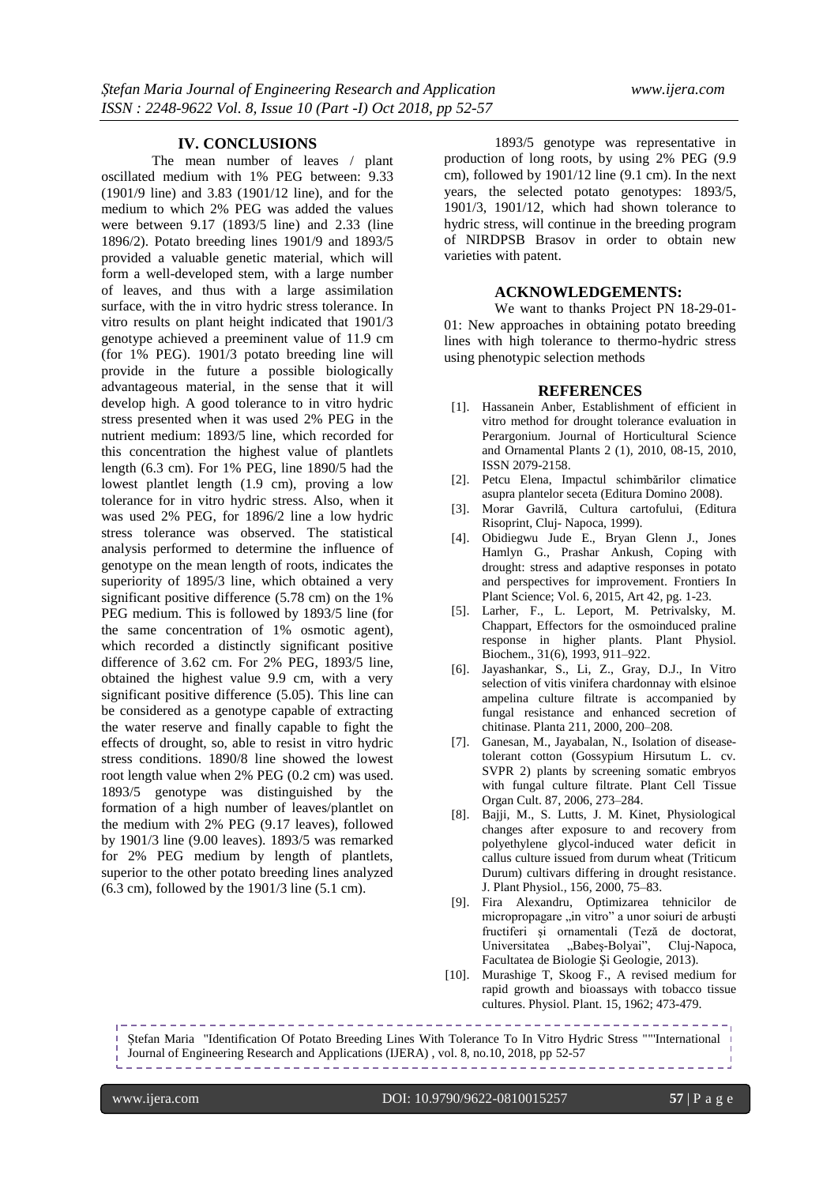## IV. CONCLUSIONS

The mean number of leaves / plant oscillated medium with 1% PEG between: 9.33 (1901/9 line) and 3.83 (1901/12 line), and for the medium to which 2% PEG was added the values were between 9.17 (1893/5 line) and 2.33 (line 1896/2). Potato breeding lines 1901/9 and 1893/5 provided a valuable genetic material, which will form a well-developed stem, with a large number of leaves, and thus with a large assimilation surface, with the in vitro hydric stress tolerance. In vitro results on plant height indicated that 1901/3 genotype achieved a preeminent value of 11.9 cm (for 1% PEG). 1901/3 potato breeding line will provide in the future a possible biologically advantageous material, in the sense that it will develop high. A good tolerance to in vitro hydric stress presented when it was used 2% PEG in the nutrient medium: 1893/5 line, which recorded for this concentration the highest value of plantlets length (6.3 cm). For 1% PEG, line 1890/5 had the lowest plantlet length (1.9 cm), proving a low tolerance for in vitro hydric stress. Also, when it was used 2% PEG, for 1896/2 line a low hydric stress tolerance was observed. The statistical analysis performed to determine the influence of genotype on the mean length of roots, indicates the superiority of 1895/3 line, which obtained a very significant positive difference (5.78 cm) on the 1% PEG medium. This is followed by 1893/5 line (for the same concentration of 1% osmotic agent), which recorded a distinctly significant positive difference of 3.62 cm. For 2% PEG, 1893/5 line, obtained the highest value 9.9 cm, with a very significant positive difference (5.05). This line can be considered as a genotype capable of extracting the water reserve and finally capable to fight the effects of drought, so, able to resist in vitro hydric stress conditions. 1890/8 line showed the lowest root length value when 2% PEG (0.2 cm) was used. 1893/5 genotype was distinguished by the formation of a high number of leaves/plantlet on the medium with 2% PEG (9.17 leaves), followed by 1901/3 line (9.00 leaves). 1893/5 was remarked for 2% PEG medium by length of plantlets, superior to the other potato breeding lines analyzed (6.3 cm), followed by the 1901/3 line (5.1 cm).

1893/5 genotype was representative in production of long roots, by using 2% PEG (9.9 cm), followed by 1901/12 line (9.1 cm). In the next years, the selected potato genotypes: 1893/5, 1901/3, 1901/12, which had shown tolerance to hydric stress, will continue in the breeding program of NIRDPSB Brasov in order to obtain new varieties with patent.

## ACKNOWLEDGEMENTS:

We want to thanks Project PN 18-29-01-01: New approaches in obtaining potato breeding lines with high tolerance to thermo-hydric stress using phenotypic selection methods

## REFERENCES

[1]. Hassanein Anber, Establishment of efficient in vitro method for drought tolerance evaluation in Perargonium. Journal of Horticultural Science and Ornamental Plants 2 (1), 2010, 08-15, 2010, ISSN 2079-2158.

[2]. Petcu Elena, Impactul schimbărilor climatice asupra plantelor seceta (Editura Domino 2008).

[3]. Morar Gavrilă, Cultura cartofului, (Editura Risoprint, Cluj- Napoca, 1999).

[4]. Obidiegwu Jude E., Bryan Glenn J., Jones Hamlyn G., Prashar Ankush, Coping with drought: stress and adaptive responses in potato and perspectives for improvement. Frontiers In Plant Science; Vol. 6, 2015, Art 42, pg. 1-23.

[5]. Larher, F., L. Leport, M. Petrivalsky, M. Chappart, Effectors for the osmoinduced praline response in higher plants. Plant Physiol. Biochem., 31(6), 1993, 911–922.

[6]. Jayashankar, S., Li, Z., Gray, D.J., In Vitro selection of vitis vinifera chardonnay with elsinoe ampelina culture filtrate is accompanied by fungal resistance and enhanced secretion of chitinase. Planta 211, 2000, 200–208.

[7]. Ganesan, M., Jayabalan, N., Isolation of disease-tolerant cotton (Gossypium Hirsutum L. cv. SVPR 2) plants by screening somatic embryos with fungal culture filtrate. Plant Cell Tissue Organ Cult. 87, 2006, 273–284.

[8]. Bajji, M., S. Lutts, J. M. Kinet, Physiological changes after exposure to and recovery from polyethylene glycol-induced water deficit in callus culture issued from durum wheat (Triticum Durum) cultivars differing in drought resistance. J. Plant Physiol., 156, 2000, 75–83.

[9]. Fira Alexandru, Optimizarea tehnicilor de micropropagare „in vitro" a unor soiuri de arbuşti fructiferi şi ornamentali (Teză de doctorat, Universitatea „Babeş-Bolyai", Cluj-Napoca, Facultatea de Biologie Şi Geologie, 2013).

[10]. Murashige T, Skoog F., A revised medium for rapid growth and bioassays with tobacco tissue cultures. Physiol. Plant. 15, 1962; 473-479.

Ştefan Maria "Identification Of Potato Breeding Lines With Tolerance To In Vitro Hydric Stress ""International Journal of Engineering Research and Applications (IJERA) , vol. 8, no.10, 2018, pp 52-57